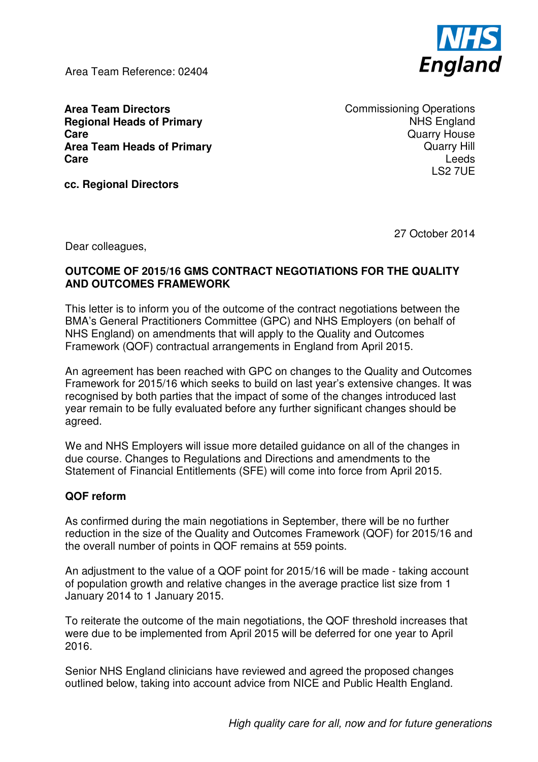Area Team Reference: 02404

**Area Team Directors**
**Regional Heads of Primary Care**
**Area Team Heads of Primary Care**

**cc. Regional Directors**

Commissioning Operations
NHS England
Quarry House
Quarry Hill
Leeds
LS2 7UE

27 October 2014

Dear colleagues,

**OUTCOME OF 2015/16 GMS CONTRACT NEGOTIATIONS FOR THE QUALITY AND OUTCOMES FRAMEWORK**

This letter is to inform you of the outcome of the contract negotiations between the BMA's General Practitioners Committee (GPC) and NHS Employers (on behalf of NHS England) on amendments that will apply to the Quality and Outcomes Framework (QOF) contractual arrangements in England from April 2015.

An agreement has been reached with GPC on changes to the Quality and Outcomes Framework for 2015/16 which seeks to build on last year's extensive changes. It was recognised by both parties that the impact of some of the changes introduced last year remain to be fully evaluated before any further significant changes should be agreed.

We and NHS Employers will issue more detailed guidance on all of the changes in due course. Changes to Regulations and Directions and amendments to the Statement of Financial Entitlements (SFE) will come into force from April 2015.

**QOF reform**

As confirmed during the main negotiations in September, there will be no further reduction in the size of the Quality and Outcomes Framework (QOF) for 2015/16 and the overall number of points in QOF remains at 559 points.

An adjustment to the value of a QOF point for 2015/16 will be made - taking account of population growth and relative changes in the average practice list size from 1 January 2014 to 1 January 2015.

To reiterate the outcome of the main negotiations, the QOF threshold increases that were due to be implemented from April 2015 will be deferred for one year to April 2016.

Senior NHS England clinicians have reviewed and agreed the proposed changes outlined below, taking into account advice from NICE and Public Health England.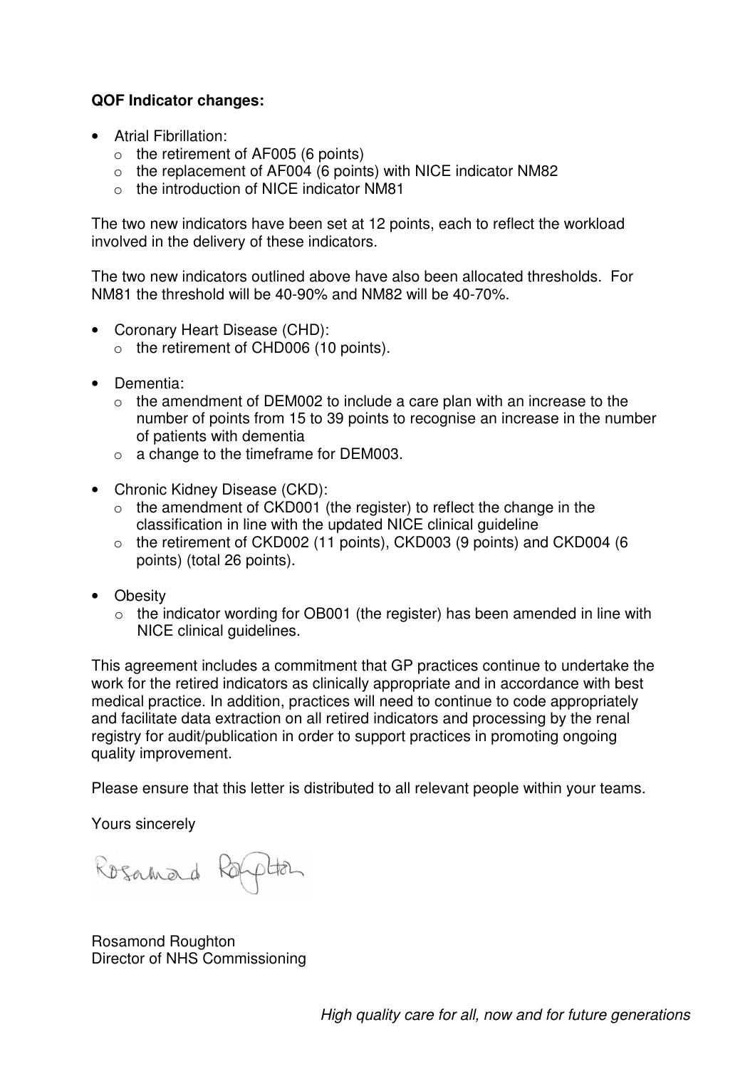**QOF Indicator changes:**

- Atrial Fibrillation:
  - the retirement of AF005 (6 points)
  - the replacement of AF004 (6 points) with NICE indicator NM82
  - the introduction of NICE indicator NM81

The two new indicators have been set at 12 points, each to reflect the workload involved in the delivery of these indicators.

The two new indicators outlined above have also been allocated thresholds. For NM81 the threshold will be 40-90% and NM82 will be 40-70%.

- Coronary Heart Disease (CHD):
  - the retirement of CHD006 (10 points).

- Dementia:
  - the amendment of DEM002 to include a care plan with an increase to the number of points from 15 to 39 points to recognise an increase in the number of patients with dementia
  - a change to the timeframe for DEM003.

- Chronic Kidney Disease (CKD):
  - the amendment of CKD001 (the register) to reflect the change in the classification in line with the updated NICE clinical guideline
  - the retirement of CKD002 (11 points), CKD003 (9 points) and CKD004 (6 points) (total 26 points).

- Obesity
  - the indicator wording for OB001 (the register) has been amended in line with NICE clinical guidelines.

This agreement includes a commitment that GP practices continue to undertake the work for the retired indicators as clinically appropriate and in accordance with best medical practice. In addition, practices will need to continue to code appropriately and facilitate data extraction on all retired indicators and processing by the renal registry for audit/publication in order to support practices in promoting ongoing quality improvement.

Please ensure that this letter is distributed to all relevant people within your teams.

Yours sincerely

Rosamond Roughton
Director of NHS Commissioning

*High quality care for all, now and for future generations*